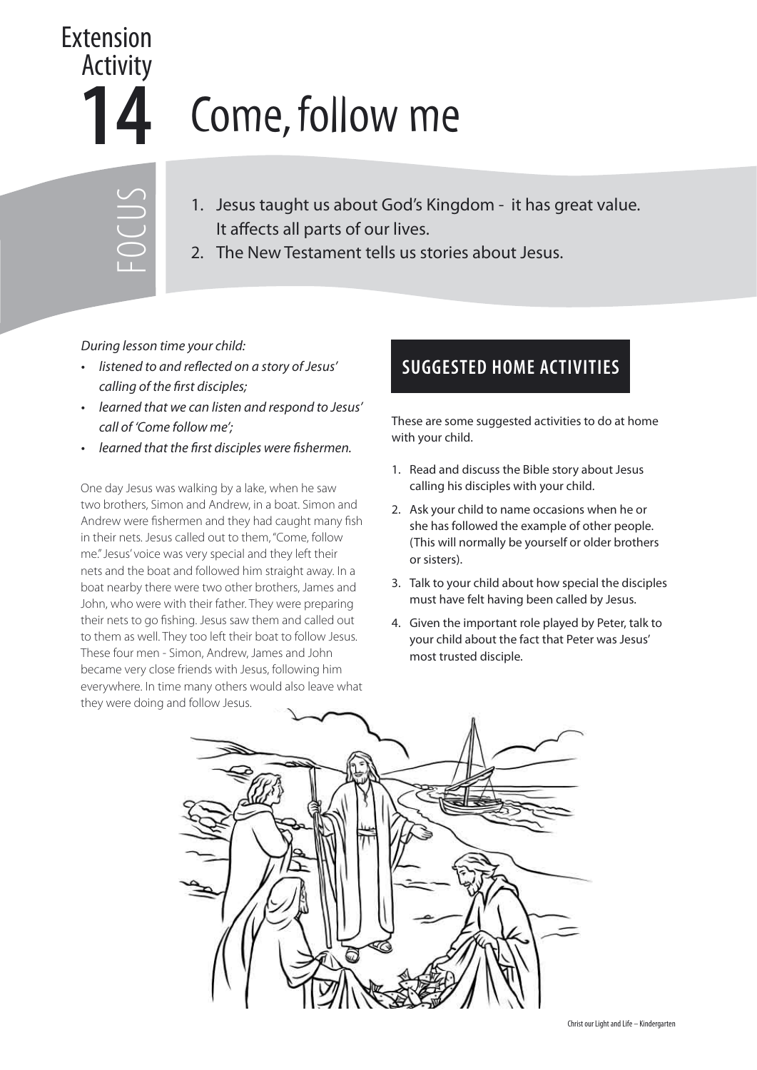# Extension Activity 14

# Come, follow me

## FOCUS

1. Jesus taught us about God's Kingdom - it has great value. It affects all parts of our lives.
2. The New Testament tells us stories about Jesus.

*During lesson time your child:*

- *listened to and reflected on a story of Jesus' calling of the first disciples;*
- *learned that we can listen and respond to Jesus' call of 'Come follow me';*
- *learned that the first disciples were fishermen.*

One day Jesus was walking by a lake, when he saw two brothers, Simon and Andrew, in a boat. Simon and Andrew were fishermen and they had caught many fish in their nets. Jesus called out to them, "Come, follow me." Jesus' voice was very special and they left their nets and the boat and followed him straight away. In a boat nearby there were two other brothers, James and John, who were with their father. They were preparing their nets to go fishing. Jesus saw them and called out to them as well. They too left their boat to follow Jesus. These four men - Simon, Andrew, James and John became very close friends with Jesus, following him everywhere. In time many others would also leave what they were doing and follow Jesus.

## SUGGESTED HOME ACTIVITIES

These are some suggested activities to do at home with your child.

1. Read and discuss the Bible story about Jesus calling his disciples with your child.
2. Ask your child to name occasions when he or she has followed the example of other people. (This will normally be yourself or older brothers or sisters).
3. Talk to your child about how special the disciples must have felt having been called by Jesus.
4. Given the important role played by Peter, talk to your child about the fact that Peter was Jesus' most trusted disciple.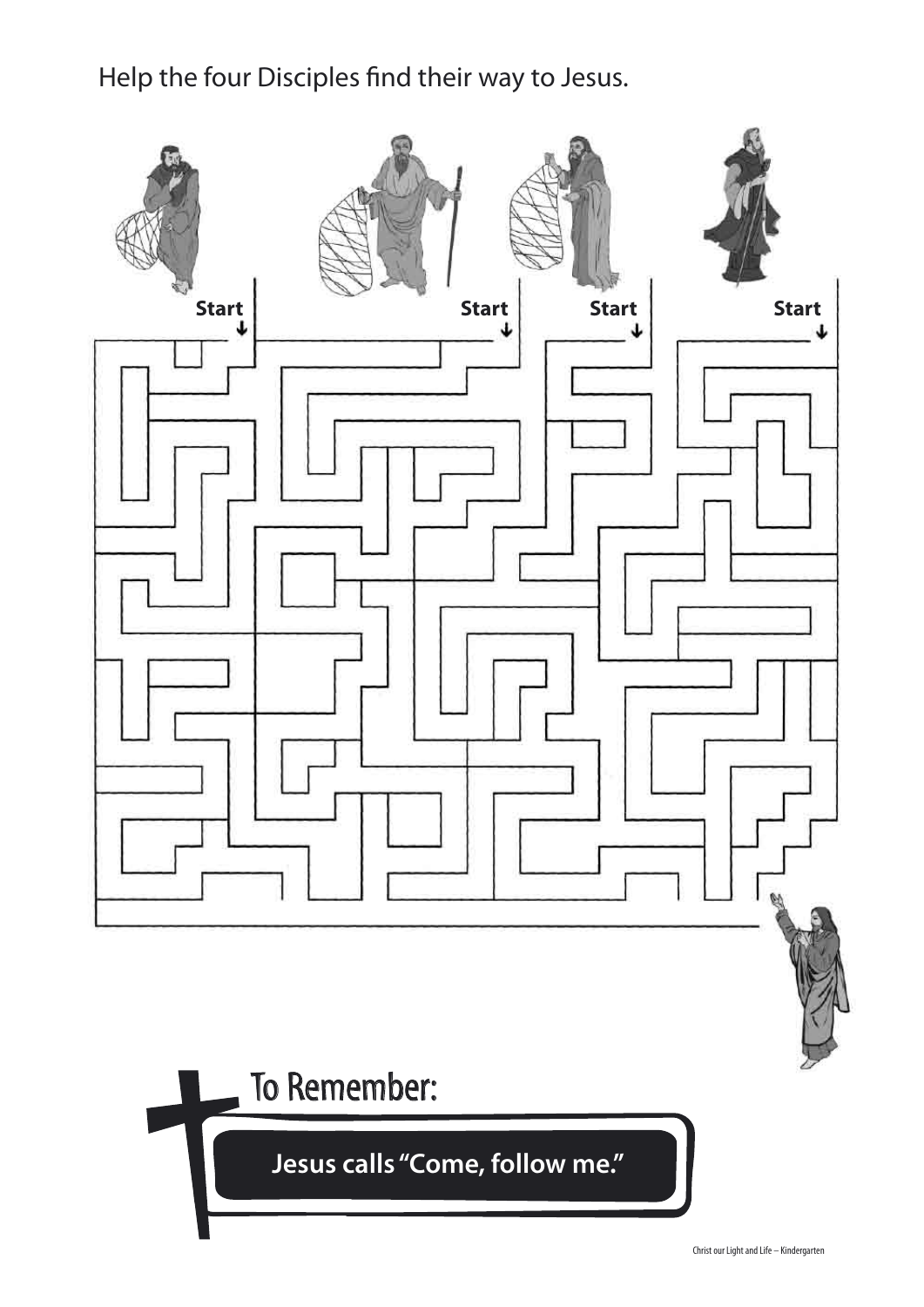Help the four Disciples find their way to Jesus.

Start ↓

Start ↓

Start ↓

Start ↓

## To Remember:

**Jesus calls "Come, follow me."**